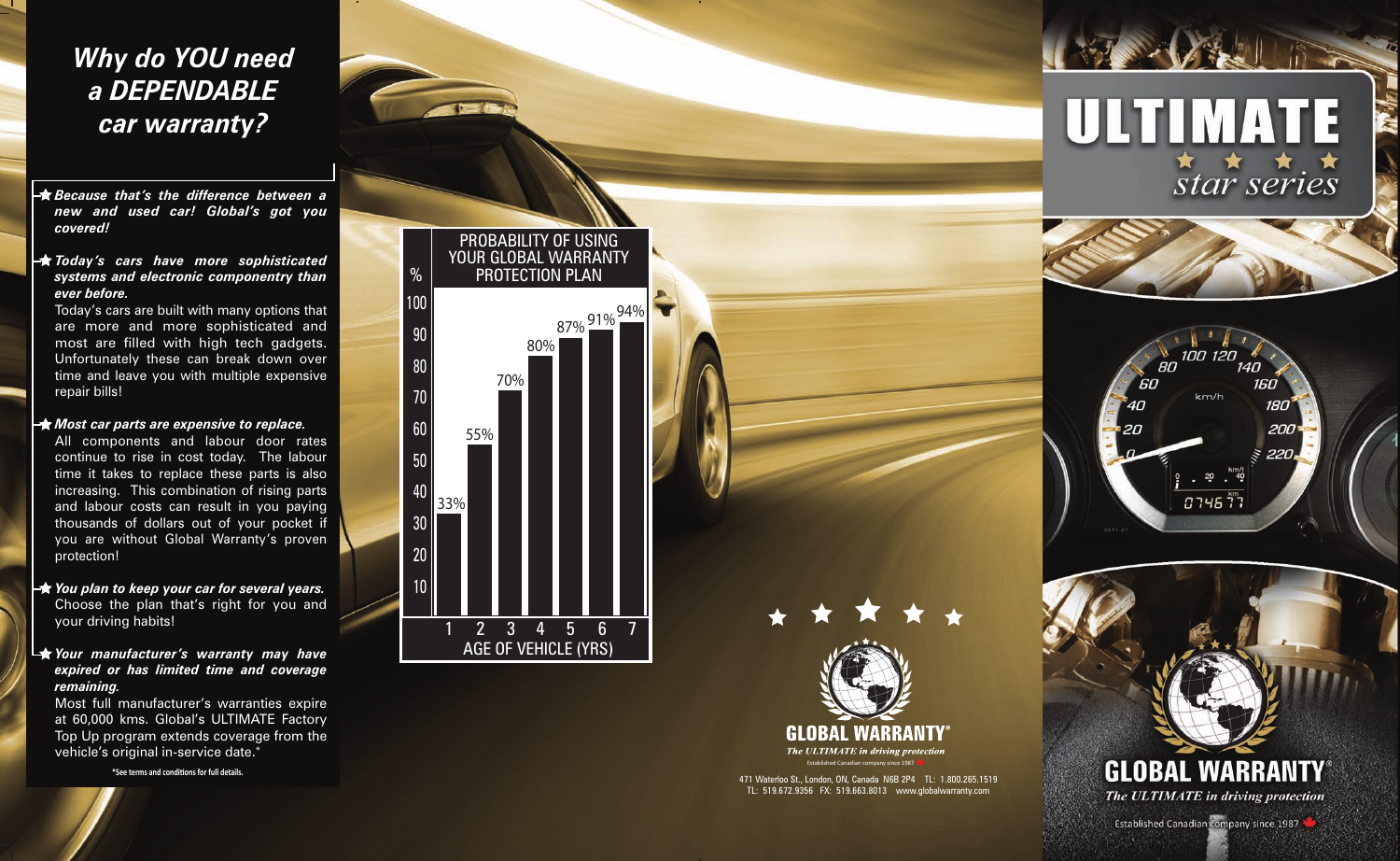# Why do YOU need a DEPENDABLE car warranty?

★ ***Because that's the difference between a new and used car! Global's got you covered!***

★ ***Today's cars have more sophisticated systems and electronic componentry than ever before.***

Today's cars are built with many options that are more and more sophisticated and most are filled with high tech gadgets. Unfortunately these can break down over time and leave you with multiple expensive repair bills!

★ ***Most car parts are expensive to replace.***

All components and labour door rates continue to rise in cost today. The labour time it takes to replace these parts is also increasing. This combination of rising parts and labour costs can result in you paying thousands of dollars out of your pocket if you are without Global Warranty's proven protection!

★ ***You plan to keep your car for several years.***

Choose the plan that's right for you and your driving habits!

★ ***Your manufacturer's warranty may have expired or has limited time and coverage remaining.***

Most full manufacturer's warranties expire at 60,000 kms. Global's ULTIMATE Factory Top Up program extends coverage from the vehicle's original in-service date.*

**\*See terms and conditions for full details.**

PROBABILITY OF USING YOUR GLOBAL WARRANTY PROTECTION PLAN

| AGE OF VEHICLE (YRS) | % |
|---|---|
| 1 | 33% |
| 2 | 55% |
| 3 | 70% |
| 4 | 80% |
| 5 | 87% |
| 6 | 91% |
| 7 | 94% |

★ ★ ★ ★ ★

**GLOBAL WARRANTY®**

*The ULTIMATE in driving protection*

Established Canadian company since 1987

471 Waterloo St., London, ON, Canada N6B 2P4 TL: 1.800.265.1519
TL: 519.672.9356 FX: 519.663.8013 www.globalwarranty.com

# ULTIMATE

★ ★ ★ ★

*star series*

**GLOBAL WARRANTY®**

*The ULTIMATE in driving protection*

Established Canadian company since 1987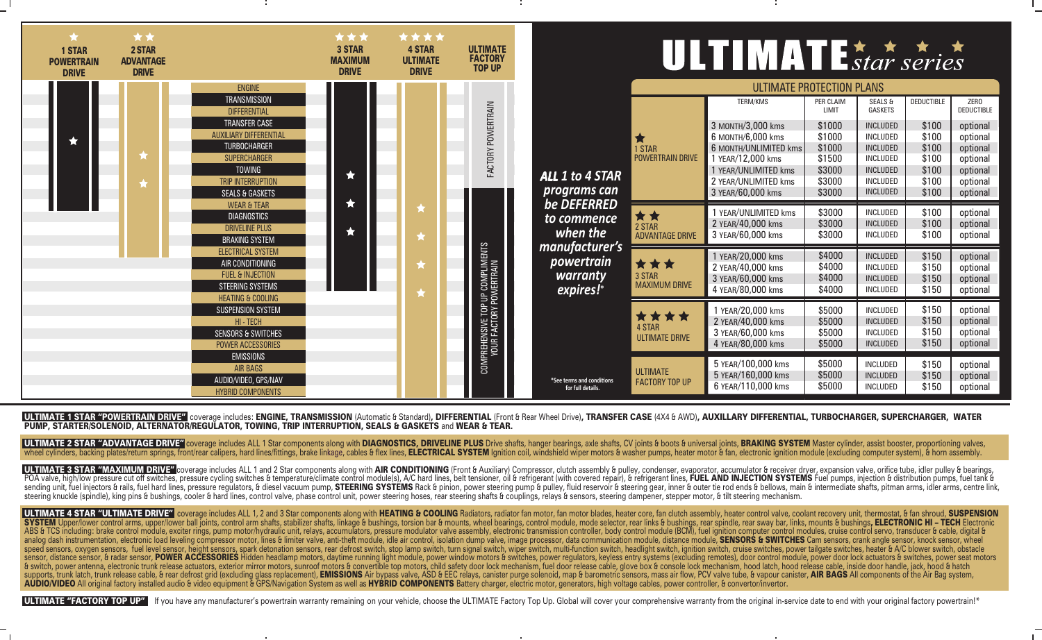| 1 STAR POWERTRAIN DRIVE | 2 STAR ADVANTAGE DRIVE | | 3 STAR MAXIMUM DRIVE | 4 STAR ULTIMATE DRIVE | ULTIMATE FACTORY TOP UP |
|---|---|---|---|---|---|
| ★ | ★ | ENGINE | ★ | ★ | FACTORY POWERTRAIN |
| | | TRANSMISSION | | | |
| | | DIFFERENTIAL | | | |
| | | TRANSFER CASE | | | |
| | | AUXILIARY DIFFERENTIAL | | | |
| | | TURBOCHARGER | | | |
| | | SUPERCHARGER | | | |
| | | TOWING | | | |
| | | TRIP INTERRUPTION | | | |
| | | SEALS & GASKETS | | | |
| | | WEAR & TEAR | | | |
| | ★ | DIAGNOSTICS | ★ | ★ | COMPREHENSIVE TOP UP COMPLIMENTS YOUR FACTORY POWERTRAIN |
| | | DRIVELINE PLUS | | | |
| | | BRAKING SYSTEM | | | |
| | | ELECTRICAL SYSTEM | | | |
| | | AIR CONDITIONING | ★ | ★ | |
| | | FUEL & INJECTION | | | |
| | | STEERING SYSTEMS | | | |
| | | HEATING & COOLING | | ★ | |
| | | SUSPENSION SYSTEM | | | |
| | | HI - TECH | | | |
| | | SENSORS & SWITCHES | | | |
| | | POWER ACCESSORIES | | | |
| | | EMISSIONS | | | |
| | | AIR BAGS | | | |
| | | AUDIO/VIDEO, GPS/NAV | | | |
| | | HYBRID COMPONENTS | | | |

# ULTIMATE ★ ★ ★ ★ *star series*

***ALL 1 to 4 STAR programs can be DEFERRED to commence when the manufacturer's powertrain warranty expires!****

*See terms and conditions for full details.

## ULTIMATE PROTECTION PLANS

| | TERM/KMS | PER CLAIM LIMIT | SEALS & GASKETS | DEDUCTIBLE | ZERO DEDUCTIBLE |
|---|---|---|---|---|---|
| ★ 1 STAR POWERTRAIN DRIVE | 3 MONTH/3,000 kms | $1000 | INCLUDED | $100 | optional |
| | 6 MONTH/6,000 kms | $1000 | INCLUDED | $100 | optional |
| | 6 MONTH/UNLIMITED kms | $1000 | INCLUDED | $100 | optional |
| | 1 YEAR/12,000 kms | $1500 | INCLUDED | $100 | optional |
| | 1 YEAR/UNLIMITED kms | $3000 | INCLUDED | $100 | optional |
| | 2 YEAR/UNLIMITED kms | $3000 | INCLUDED | $100 | optional |
| | 3 YEAR/60,000 kms | $3000 | INCLUDED | $100 | optional |
| ★★ 2 STAR ADVANTAGE DRIVE | 1 YEAR/UNLIMITED kms | $3000 | INCLUDED | $100 | optional |
| | 2 YEAR/40,000 kms | $3000 | INCLUDED | $100 | optional |
| | 3 YEAR/60,000 kms | $3000 | INCLUDED | $100 | optional |
| ★★★ 3 STAR MAXIMUM DRIVE | 1 YEAR/20,000 kms | $4000 | INCLUDED | $150 | optional |
| | 2 YEAR/40,000 kms | $4000 | INCLUDED | $150 | optional |
| | 3 YEAR/60,000 kms | $4000 | INCLUDED | $150 | optional |
| | 4 YEAR/80,000 kms | $4000 | INCLUDED | $150 | optional |
| ★★★★ 4 STAR ULTIMATE DRIVE | 1 YEAR/20,000 kms | $5000 | INCLUDED | $150 | optional |
| | 2 YEAR/40,000 kms | $5000 | INCLUDED | $150 | optional |
| | 3 YEAR/60,000 kms | $5000 | INCLUDED | $150 | optional |
| | 4 YEAR/80,000 kms | $5000 | INCLUDED | $150 | optional |
| ULTIMATE FACTORY TOP UP | 5 YEAR/100,000 kms | $5000 | INCLUDED | $150 | optional |
| | 5 YEAR/160,000 kms | $5000 | INCLUDED | $150 | optional |
| | 6 YEAR/110,000 kms | $5000 | INCLUDED | $150 | optional |

**ULTIMATE 1 STAR "POWERTRAIN DRIVE"** coverage includes: **ENGINE, TRANSMISSION** (Automatic & Standard)**, DIFFERENTIAL** (Front & Rear Wheel Drive)**, TRANSFER CASE** (4X4 & AWD)**, AUXILLARY DIFFERENTIAL, TURBOCHARGER, SUPERCHARGER, WATER PUMP, STARTER/SOLENOID, ALTERNATOR/REGULATOR, TOWING, TRIP INTERRUPTION, SEALS & GASKETS** and **WEAR & TEAR.**

**ULTIMATE 2 STAR "ADVANTAGE DRIVE"** coverage includes ALL 1 Star components along with **DIAGNOSTICS, DRIVELINE PLUS** Drive shafts, hanger bearings, axle shafts, CV joints & boots & universal joints, **BRAKING SYSTEM** Master cylinder, assist booster, proportioning valves, wheel cylinders, backing plates/return springs, front/rear calipers, hard lines/fittings, brake linkage, cables & flex lines, **ELECTRICAL SYSTEM** Ignition coil, windshield wiper motors & washer pumps, heater motor & fan, electronic ignition module (excluding computer system), & horn assembly.

**ULTIMATE 3 STAR "MAXIMUM DRIVE"** coverage includes ALL 1 and 2 Star components along with **AIR CONDITIONING** (Front & Auxiliary) Compressor, clutch assembly & pulley, condenser, evaporator, accumulator & receiver dryer, expansion valve, orifice tube, idler pulley & bearings, POA valve, high/low pressure cut off switches, pressure cycling switches & temperature/climate control module(s), A/C hard lines, belt tensioner, oil & refrigerant (with covered repair), & refrigerant lines, **FUEL AND INJECTION SYSTEMS** Fuel pumps, injection & distribution pumps, fuel tank & sending unit, fuel injectors & rails, fuel hard lines, pressure regulators, & diesel vacuum pump, **STEERING SYSTEMS** Rack & pinion, power steering pump & pulley, fluid reservoir & steering gear, inner & outer tie rod ends & bellows, main & intermediate shafts, pitman arms, idler arms, centre link, steering knuckle (spindle), king pins & bushings, cooler & hard lines, control valve, phase control unit, power steering hoses, rear steering shafts & couplings, relays & sensors, steering dampener, stepper motor, & tilt steering mechanism.

**ULTIMATE 4 STAR "ULTIMATE DRIVE"** coverage includes ALL 1, 2 and 3 Star components along with **HEATING & COOLING** Radiators, radiator fan motor, fan motor blades, heater core, fan clutch assembly, heater control valve, coolant recovery unit, thermostat, & fan shroud, **SUSPENSION SYSTEM** Upper/lower control arms, upper/lower ball joints, control arm shafts, stabilizer shafts, linkage & bushings, torsion bar & mounts, wheel bearings, control module, mode selector, rear links & bushings, rear spindle, rear sway bar, links, mounts & bushings, **ELECTRONIC HI – TECH** Electronic ABS & TCS including: brake control module, exciter rings, pump motor/hydraulic unit, relays, accumulators, pressure modulator valve assembly, electronic transmission controller, body control module (BCM), fuel ignition computer control modules, cruise control servo, transducer & cable, digital & analog dash instrumentation, electronic load leveling compressor motor, lines & limiter valve, anti-theft module, idle air control, isolation dump valve, image processor, data communication module, distance module, **SENSORS & SWITCHES** Cam sensors, crank angle sensor, knock sensor, wheel speed sensors, oxygen sensors, fuel level sensor, height sensors, spark detonation sensors, rear defrost switch, stop lamp switch, turn signal switch, wiper switch, multi-function switch, headlight switch, ignition switch, cruise switches, power tailgate switches, heater & A/C blower switch, obstacle sensor, distance sensor, & radar sensor, **POWER ACCESSORIES** Hidden headlamp motors, daytime running light module, power window motors & switches, power regulators, keyless entry systems (excluding remotes), door control module, power door lock actuators & switches, power seat motors & switch, power antenna, electronic trunk release actuators, exterior mirror motors, sunroof motors & convertible top motors, child safety door lock mechanism, fuel door release cable, glove box & console lock mechanism, hood latch, hood release cable, inside door handle, jack, hood & hatch supports, trunk latch, trunk release cable, & rear defrost grid (excluding glass replacement), **EMISSIONS** Air bypass valve, ASD & EEC relays, canister purge solenoid, map & barometric sensors, mass air flow, PCV valve tube, & vapour canister, **AIR BAGS** All components of the Air Bag system, **AUDIO/VIDEO** All original factory installed audio & video equipment & GPS/Navigation System as well as **HYBRID COMPONENTS** Battery charger, electric motor, generators, high voltage cables, power controller, & convertor/invertor.

**ULTIMATE "FACTORY TOP UP"** If you have any manufacturer's powertrain warranty remaining on your vehicle, choose the ULTIMATE Factory Top Up. Global will cover your comprehensive warranty from the original in-service date to end with your original factory powertrain!*